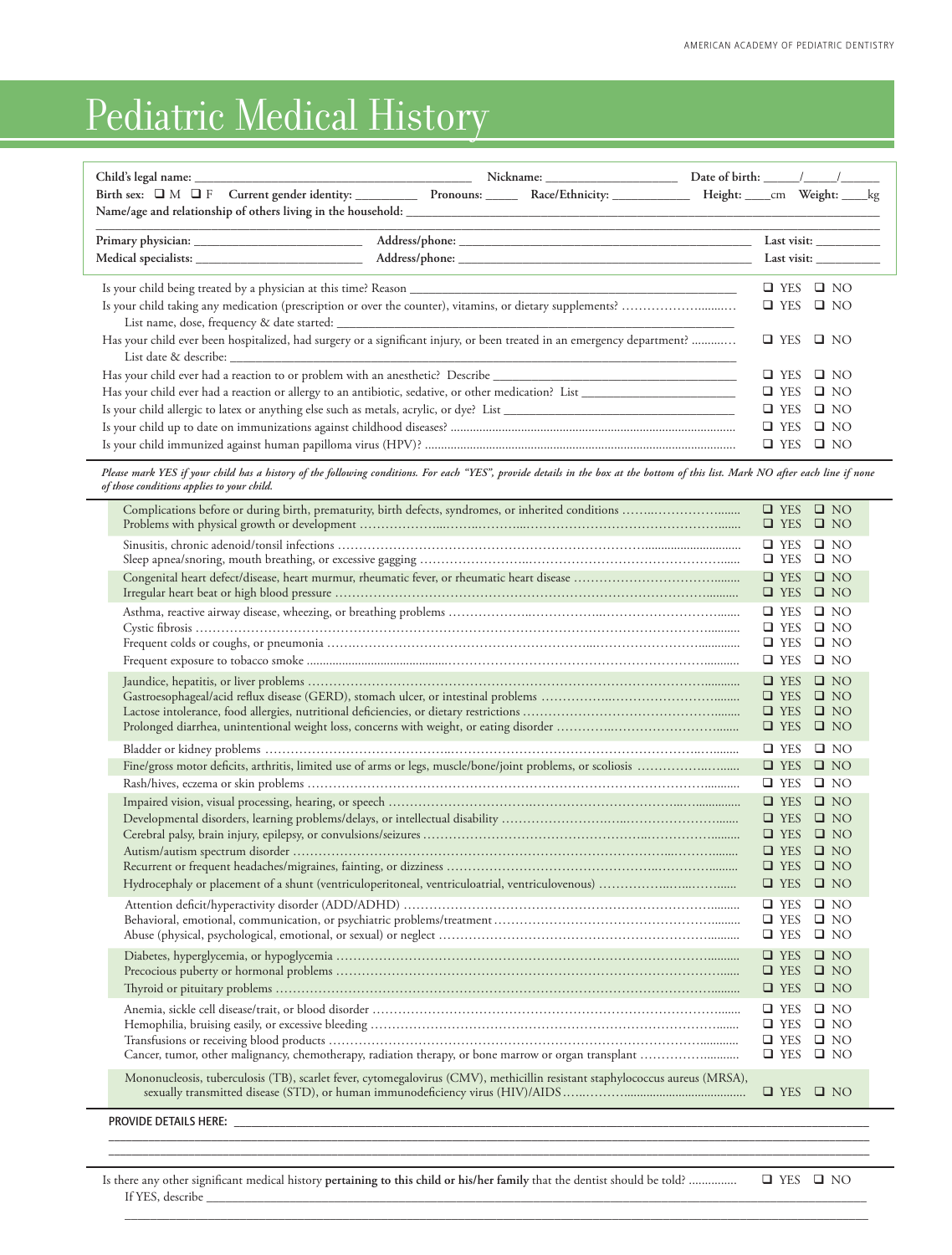# Pediatric Medical History

**Child's legal name:** ______________________ **Nickname:** ______________ **Date of birth:** _____/_____/_____

**Birth sex:** ❑ M ❑ F **Current gender identity:** _________ **Pronouns:** _____ **Race/Ethnicity:** ___________ **Height:** ____cm **Weight:** ____kg

**Name/age and relationship of others living in the household:** ______________________________________________

**Primary physician:** ______________________ **Address/phone:** ______________________________ **Last visit:** __________

**Medical specialists:** ______________________ **Address/phone:** ______________________________ **Last visit:** __________

| | |
|---|---|
| Is your child being treated by a physician at this time? Reason ______________________ | ❑ YES ❑ NO |
| Is your child taking any medication (prescription or over the counter), vitamins, or dietary supplements? List name, dose, frequency & date started: ______________________ | ❑ YES ❑ NO |
| Has your child ever been hospitalized, had surgery or a significant injury, or been treated in an emergency department? List date & describe: ______________________ | ❑ YES ❑ NO |
| Has your child ever had a reaction to or problem with an anesthetic? Describe ______________________ | ❑ YES ❑ NO |
| Has your child ever had a reaction or allergy to an antibiotic, sedative, or other medication? List ______________________ | ❑ YES ❑ NO |
| Is your child allergic to latex or anything else such as metals, acrylic, or dye? List ______________________ | ❑ YES ❑ NO |
| Is your child up to date on immunizations against childhood diseases? | ❑ YES ❑ NO |
| Is your child immunized against human papilloma virus (HPV)? | ❑ YES ❑ NO |

*Please mark YES if your child has a history of the following conditions. For each "YES", provide details in the box at the bottom of this list. Mark NO after each line if none of those conditions applies to your child.*

| | |
|---|---|
| Complications before or during birth, prematurity, birth defects, syndromes, or inherited conditions | ❑ YES ❑ NO |
| Problems with physical growth or development | ❑ YES ❑ NO |
| Sinusitis, chronic adenoid/tonsil infections | ❑ YES ❑ NO |
| Sleep apnea/snoring, mouth breathing, or excessive gagging | ❑ YES ❑ NO |
| Congenital heart defect/disease, heart murmur, rheumatic fever, or rheumatic heart disease | ❑ YES ❑ NO |
| Irregular heart beat or high blood pressure | ❑ YES ❑ NO |
| Asthma, reactive airway disease, wheezing, or breathing problems | ❑ YES ❑ NO |
| Cystic fibrosis | ❑ YES ❑ NO |
| Frequent colds or coughs, or pneumonia | ❑ YES ❑ NO |
| Frequent exposure to tobacco smoke | ❑ YES ❑ NO |
| Jaundice, hepatitis, or liver problems | ❑ YES ❑ NO |
| Gastroesophageal/acid reflux disease (GERD), stomach ulcer, or intestinal problems | ❑ YES ❑ NO |
| Lactose intolerance, food allergies, nutritional deficiencies, or dietary restrictions | ❑ YES ❑ NO |
| Prolonged diarrhea, unintentional weight loss, concerns with weight, or eating disorder | ❑ YES ❑ NO |
| Bladder or kidney problems | ❑ YES ❑ NO |
| Fine/gross motor deficits, arthritis, limited use of arms or legs, muscle/bone/joint problems, or scoliosis | ❑ YES ❑ NO |
| Rash/hives, eczema or skin problems | ❑ YES ❑ NO |
| Impaired vision, visual processing, hearing, or speech | ❑ YES ❑ NO |
| Developmental disorders, learning problems/delays, or intellectual disability | ❑ YES ❑ NO |
| Cerebral palsy, brain injury, epilepsy, or convulsions/seizures | ❑ YES ❑ NO |
| Autism/autism spectrum disorder | ❑ YES ❑ NO |
| Recurrent or frequent headaches/migraines, fainting, or dizziness | ❑ YES ❑ NO |
| Hydrocephaly or placement of a shunt (ventriculoperitoneal, ventriculoatrial, ventriculovenous) | ❑ YES ❑ NO |
| Attention deficit/hyperactivity disorder (ADD/ADHD) | ❑ YES ❑ NO |
| Behavioral, emotional, communication, or psychiatric problems/treatment | ❑ YES ❑ NO |
| Abuse (physical, psychological, emotional, or sexual) or neglect | ❑ YES ❑ NO |
| Diabetes, hyperglycemia, or hypoglycemia | ❑ YES ❑ NO |
| Precocious puberty or hormonal problems | ❑ YES ❑ NO |
| Thyroid or pituitary problems | ❑ YES ❑ NO |
| Anemia, sickle cell disease/trait, or blood disorder | ❑ YES ❑ NO |
| Hemophilia, bruising easily, or excessive bleeding | ❑ YES ❑ NO |
| Transfusions or receiving blood products | ❑ YES ❑ NO |
| Cancer, tumor, other malignancy, chemotherapy, radiation therapy, or bone marrow or organ transplant | ❑ YES ❑ NO |
| Mononucleosis, tuberculosis (TB), scarlet fever, cytomegalovirus (CMV), methicillin resistant staphylococcus aureus (MRSA), sexually transmitted disease (STD), or human immunodeficiency virus (HIV)/AIDS | ❑ YES ❑ NO |

**PROVIDE DETAILS HERE:** ______________________________________________

| | |
|---|---|
| Is there any other significant medical history **pertaining to this child or his/her family** that the dentist should be told? If YES, describe ______________________ | ❑ YES ❑ NO |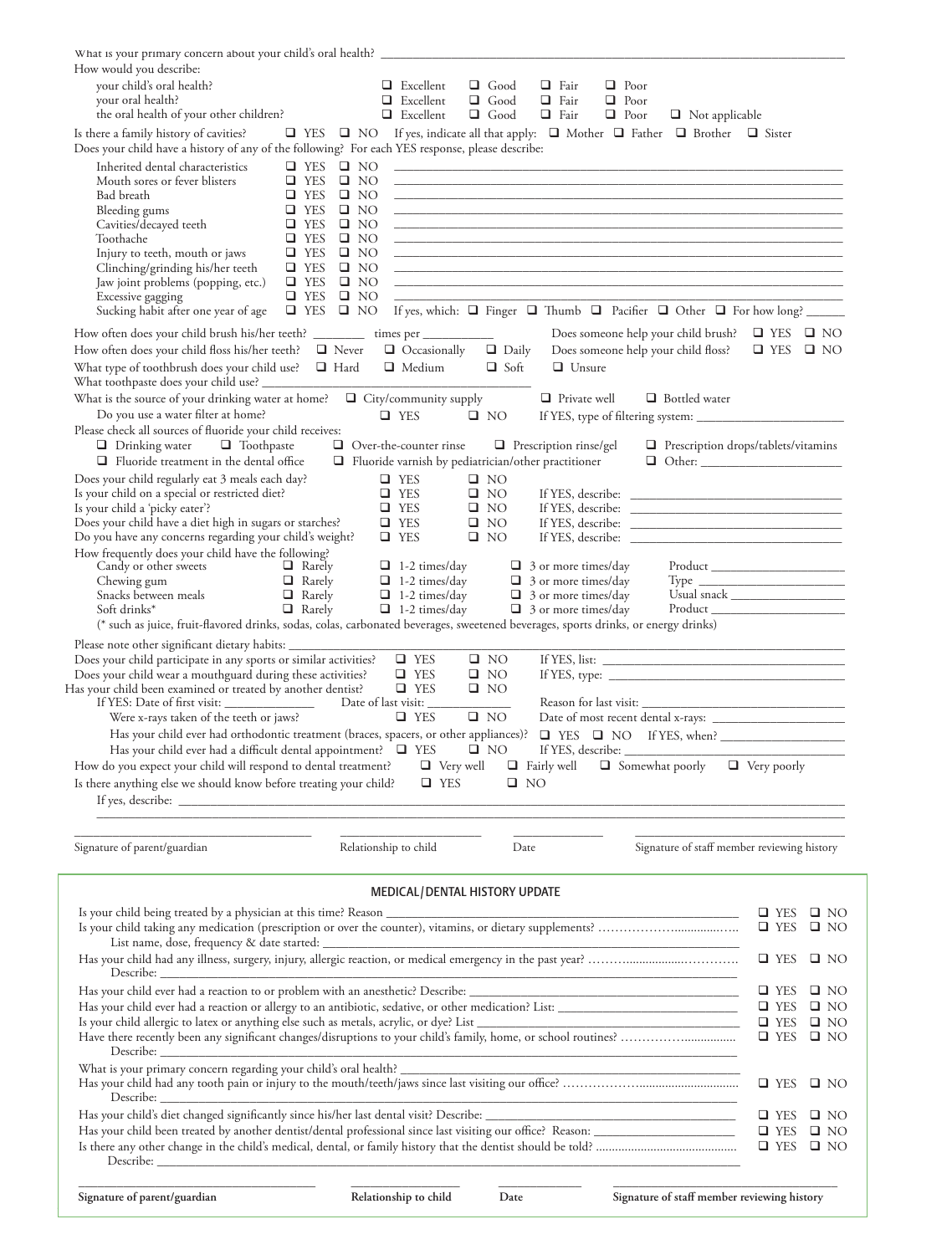What is your primary concern about your child's oral health? ____________________

How would you describe:

| | | | | | |
|---|---|---|---|---|---|
| your child's oral health? | ❑ Excellent | ❑ Good | ❑ Fair | ❑ Poor | |
| your oral health? | ❑ Excellent | ❑ Good | ❑ Fair | ❑ Poor | |
| the oral health of your other children? | ❑ Excellent | ❑ Good | ❑ Fair | ❑ Poor | ❑ Not applicable |

Is there a family history of cavities? ❑ YES ❑ NO If yes, indicate all that apply: ❑ Mother ❑ Father ❑ Brother ❑ Sister

Does your child have a history of any of the following? For each YES response, please describe:

| | | | |
|---|---|---|---|
| Inherited dental characteristics | ❑ YES | ❑ NO | ____________________ |
| Mouth sores or fever blisters | ❑ YES | ❑ NO | ____________________ |
| Bad breath | ❑ YES | ❑ NO | ____________________ |
| Bleeding gums | ❑ YES | ❑ NO | ____________________ |
| Cavities/decayed teeth | ❑ YES | ❑ NO | ____________________ |
| Toothache | ❑ YES | ❑ NO | ____________________ |
| Injury to teeth, mouth or jaws | ❑ YES | ❑ NO | ____________________ |
| Clinching/grinding his/her teeth | ❑ YES | ❑ NO | ____________________ |
| Jaw joint problems (popping, etc.) | ❑ YES | ❑ NO | ____________________ |
| Excessive gagging | ❑ YES | ❑ NO | ____________________ |
| Sucking habit after one year of age | ❑ YES | ❑ NO | If yes, which: ❑ Finger ❑ Thumb ❑ Pacifier ❑ Other ❑ For how long? ______ |

How often does your child brush his/her teeth? ________ times per __________ Does someone help your child brush? ❑ YES ❑ NO

How often does your child floss his/her teeth? ❑ Never ❑ Occasionally ❑ Daily Does someone help your child floss? ❑ YES ❑ NO

What type of toothbrush does your child use? ❑ Hard ❑ Medium ❑ Soft ❑ Unsure

What toothpaste does your child use? ____________________

What is the source of your drinking water at home? ❑ City/community supply ❑ Private well ❑ Bottled water

Do you use a water filter at home? ❑ YES ❑ NO If YES, type of filtering system: ____________________

Please check all sources of fluoride your child receives:

❑ Drinking water ❑ Toothpaste ❑ Over-the-counter rinse ❑ Prescription rinse/gel ❑ Prescription drops/tablets/vitamins

❑ Fluoride treatment in the dental office ❑ Fluoride varnish by pediatrician/other practitioner ❑ Other: ____________________

| | | | |
|---|---|---|---|
| Does your child regularly eat 3 meals each day? | ❑ YES | ❑ NO | |
| Is your child on a special or restricted diet? | ❑ YES | ❑ NO | If YES, describe: ____________________ |
| Is your child a 'picky eater'? | ❑ YES | ❑ NO | If YES, describe: ____________________ |
| Does your child have a diet high in sugars or starches? | ❑ YES | ❑ NO | If YES, describe: ____________________ |
| Do you have any concerns regarding your child's weight? | ❑ YES | ❑ NO | If YES, describe: ____________________ |

How frequently does your child have the following?

| | | | | |
|---|---|---|---|---|
| Candy or other sweets | ❑ Rarely | ❑ 1-2 times/day | ❑ 3 or more times/day | Product __________ |
| Chewing gum | ❑ Rarely | ❑ 1-2 times/day | ❑ 3 or more times/day | Type __________ |
| Snacks between meals | ❑ Rarely | ❑ 1-2 times/day | ❑ 3 or more times/day | Usual snack __________ |
| Soft drinks* | ❑ Rarely | ❑ 1-2 times/day | ❑ 3 or more times/day | Product __________ |

(* such as juice, fruit-flavored drinks, sodas, colas, carbonated beverages, sweetened beverages, sports drinks, or energy drinks)

Please note other significant dietary habits: ____________________

Does your child participate in any sports or similar activities? ❑ YES ❑ NO If YES, list: ____________________

Does your child wear a mouthguard during these activities? ❑ YES ❑ NO If YES, type: ____________________

Has your child been examined or treated by another dentist? ❑ YES ❑ NO

If YES: Date of first visit: __________ Date of last visit: __________ Reason for last visit: ____________________

Were x-rays taken of the teeth or jaws? ❑ YES ❑ NO Date of most recent dental x-rays: ____________________

Has your child ever had orthodontic treatment (braces, spacers, or other appliances)? ❑ YES ❑ NO If YES, when? __________

Has your child ever had a difficult dental appointment? ❑ YES ❑ NO If YES, describe: ____________________

How do you expect your child will respond to dental treatment? ❑ Very well ❑ Fairly well ❑ Somewhat poorly ❑ Very poorly

Is there anything else we should know before treating your child? ❑ YES ❑ NO

If yes, describe: ____________________

____________________ ____________________ __________ ____________________

Signature of parent/guardian Relationship to child Date Signature of staff member reviewing history

## MEDICAL/DENTAL HISTORY UPDATE

| | | |
|---|---|---|
| Is your child being treated by a physician at this time? Reason ____________________ | ❑ YES | ❑ NO |
| Is your child taking any medication (prescription or over the counter), vitamins, or dietary supplements? List name, dose, frequency & date started: ____________________ | ❑ YES | ❑ NO |
| Has your child had any illness, surgery, injury, allergic reaction, or medical emergency in the past year? Describe: ____________________ | ❑ YES | ❑ NO |
| Has your child ever had a reaction to or problem with an anesthetic? Describe: ____________________ | ❑ YES | ❑ NO |
| Has your child ever had a reaction or allergy to an antibiotic, sedative, or other medication? List: ____________________ | ❑ YES | ❑ NO |
| Is your child allergic to latex or anything else such as metals, acrylic, or dye? List ____________________ | ❑ YES | ❑ NO |
| Have there recently been any significant changes/disruptions to your child's family, home, or school routines? Describe: ____________________ | ❑ YES | ❑ NO |
| What is your primary concern regarding your child's oral health? ____________________ | | |
| Has your child had any tooth pain or injury to the mouth/teeth/jaws since last visiting our office? Describe: ____________________ | ❑ YES | ❑ NO |
| Has your child's diet changed significantly since his/her last dental visit? Describe: ____________________ | ❑ YES | ❑ NO |
| Has your child been treated by another dentist/dental professional since last visiting our office? Reason: ____________________ | ❑ YES | ❑ NO |
| Is there any other change in the child's medical, dental, or family history that the dentist should be told? Describe: ____________________ | ❑ YES | ❑ NO |

____________________ ____________________ __________ ____________________

**Signature of parent/guardian** **Relationship to child** **Date** **Signature of staff member reviewing history**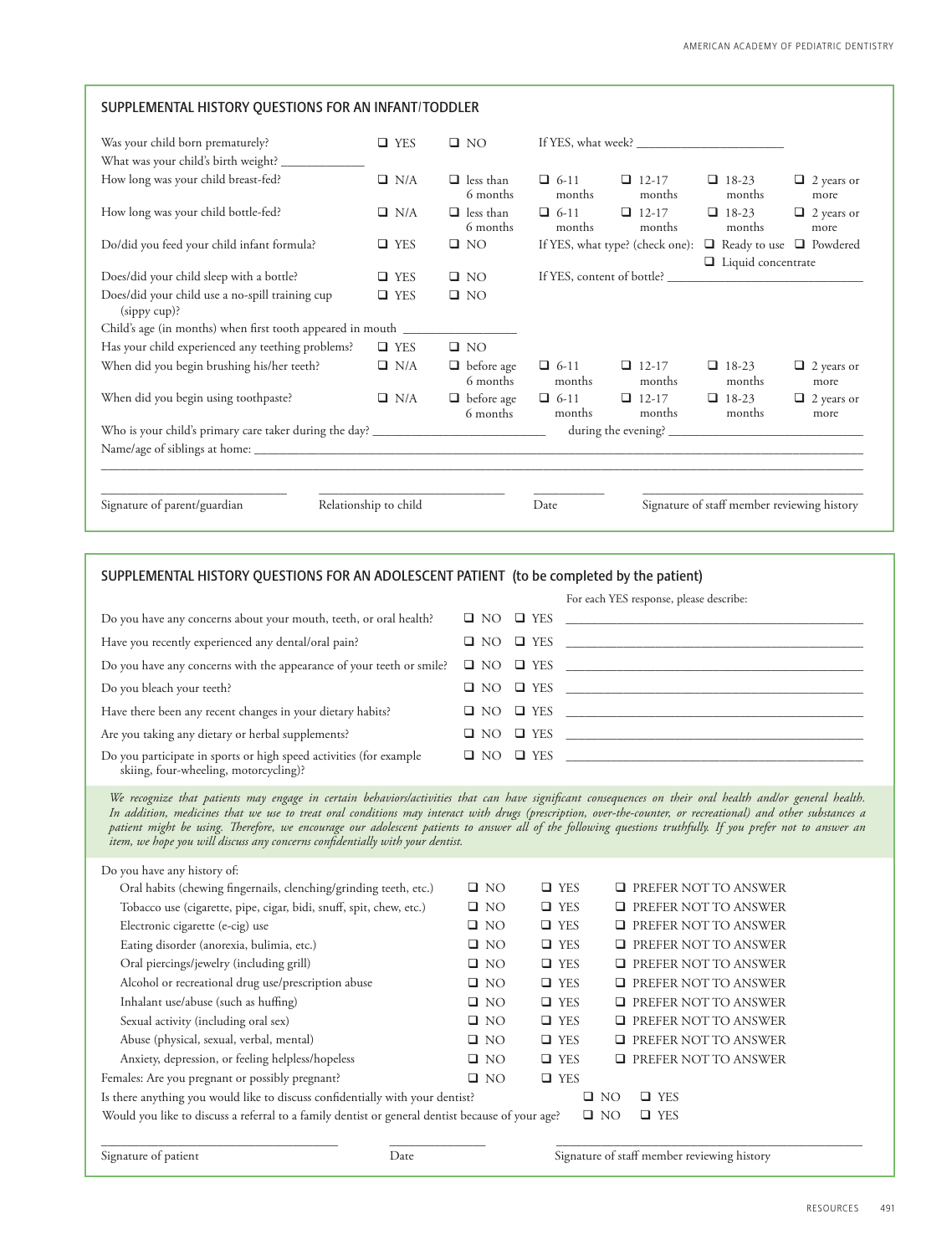## SUPPLEMENTAL HISTORY QUESTIONS FOR AN INFANT/TODDLER

| | | | | | | |
|---|---|---|---|---|---|---|
| Was your child born prematurely? | ❑ YES | ❑ NO | If YES, what week? ________ | | | |
| What was your child's birth weight? ________ | | | | | | |
| How long was your child breast-fed? | ❑ N/A | ❑ less than 6 months | ❑ 6-11 months | ❑ 12-17 months | ❑ 18-23 months | ❑ 2 years or more |
| How long was your child bottle-fed? | ❑ N/A | ❑ less than 6 months | ❑ 6-11 months | ❑ 12-17 months | ❑ 18-23 months | ❑ 2 years or more |
| Do/did you feed your child infant formula? | ❑ YES | ❑ NO | If YES, what type? (check one): ❑ Ready to use ❑ Powdered ❑ Liquid concentrate | | | |
| Does/did your child sleep with a bottle? | ❑ YES | ❑ NO | If YES, content of bottle? ________ | | | |
| Does/did your child use a no-spill training cup (sippy cup)? | ❑ YES | ❑ NO | | | | |
| Child's age (in months) when first tooth appeared in mouth ________ | | | | | | |
| Has your child experienced any teething problems? | ❑ YES | ❑ NO | | | | |
| When did you begin brushing his/her teeth? | ❑ N/A | ❑ before age 6 months | ❑ 6-11 months | ❑ 12-17 months | ❑ 18-23 months | ❑ 2 years or more |
| When did you begin using toothpaste? | ❑ N/A | ❑ before age 6 months | ❑ 6-11 months | ❑ 12-17 months | ❑ 18-23 months | ❑ 2 years or more |

Who is your child's primary care taker during the day? ________ during the evening? ________

Name/age of siblings at home: ________

________________________________________

Signature of parent/guardian ________ Relationship to child ________ Date ________ Signature of staff member reviewing history ________

## SUPPLEMENTAL HISTORY QUESTIONS FOR AN ADOLESCENT PATIENT (to be completed by the patient)

| | | | For each YES response, please describe: |
|---|---|---|---|
| Do you have any concerns about your mouth, teeth, or oral health? | ❑ NO | ❑ YES | ________ |
| Have you recently experienced any dental/oral pain? | ❑ NO | ❑ YES | ________ |
| Do you have any concerns with the appearance of your teeth or smile? | ❑ NO | ❑ YES | ________ |
| Do you bleach your teeth? | ❑ NO | ❑ YES | ________ |
| Have there been any recent changes in your dietary habits? | ❑ NO | ❑ YES | ________ |
| Are you taking any dietary or herbal supplements? | ❑ NO | ❑ YES | ________ |
| Do you participate in sports or high speed activities (for example skiing, four-wheeling, motorcycling)? | ❑ NO | ❑ YES | ________ |

*We recognize that patients may engage in certain behaviors/activities that can have significant consequences on their oral health and/or general health. In addition, medicines that we use to treat oral conditions may interact with drugs (prescription, over-the-counter, or recreational) and other substances a patient might be using. Therefore, we encourage our adolescent patients to answer all of the following questions truthfully. If you prefer not to answer an item, we hope you will discuss any concerns confidentially with your dentist.*

| Do you have any history of: | | | |
|---|---|---|---|
| Oral habits (chewing fingernails, clenching/grinding teeth, etc.) | ❑ NO | ❑ YES | ❑ PREFER NOT TO ANSWER |
| Tobacco use (cigarette, pipe, cigar, bidi, snuff, spit, chew, etc.) | ❑ NO | ❑ YES | ❑ PREFER NOT TO ANSWER |
| Electronic cigarette (e-cig) use | ❑ NO | ❑ YES | ❑ PREFER NOT TO ANSWER |
| Eating disorder (anorexia, bulimia, etc.) | ❑ NO | ❑ YES | ❑ PREFER NOT TO ANSWER |
| Oral piercings/jewelry (including grill) | ❑ NO | ❑ YES | ❑ PREFER NOT TO ANSWER |
| Alcohol or recreational drug use/prescription abuse | ❑ NO | ❑ YES | ❑ PREFER NOT TO ANSWER |
| Inhalant use/abuse (such as huffing) | ❑ NO | ❑ YES | ❑ PREFER NOT TO ANSWER |
| Sexual activity (including oral sex) | ❑ NO | ❑ YES | ❑ PREFER NOT TO ANSWER |
| Abuse (physical, sexual, verbal, mental) | ❑ NO | ❑ YES | ❑ PREFER NOT TO ANSWER |
| Anxiety, depression, or feeling helpless/hopeless | ❑ NO | ❑ YES | ❑ PREFER NOT TO ANSWER |
| Females: Are you pregnant or possibly pregnant? | ❑ NO | ❑ YES | |

Is there anything you would like to discuss confidentially with your dentist? ❑ NO ❑ YES

Would you like to discuss a referral to a family dentist or general dentist because of your age? ❑ NO ❑ YES

Signature of patient ________ Date ________ Signature of staff member reviewing history ________